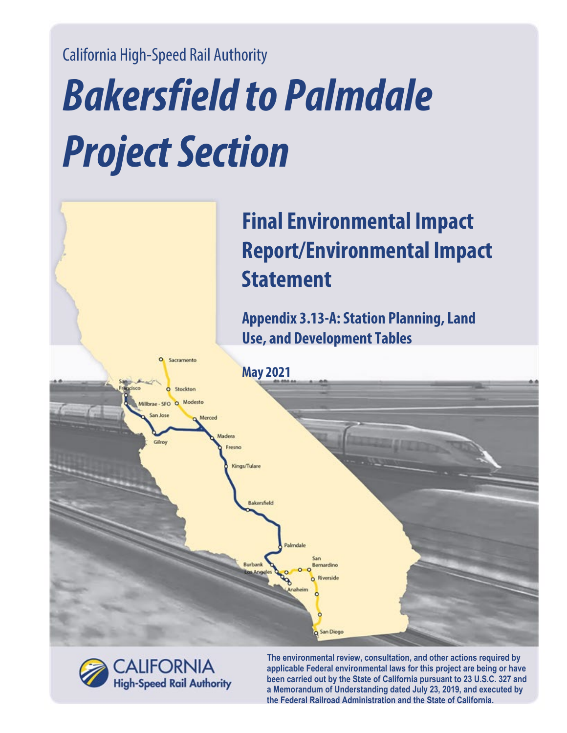California High-Speed Rail Authority

# Bakersfield to Palmdale Project Section

## Final Environmental Impact Report/Environmental Impact Statement

### Appendix 3.13-A: Station Planning, Land Use, and Development Tables

**May 2021**

CALIFORNIA High-Speed Rail Authority

**The environmental review, consultation, and other actions required by applicable Federal environmental laws for this project are being or have been carried out by the State of California pursuant to 23 U.S.C. 327 and a Memorandum of Understanding dated July 23, 2019, and executed by the Federal Railroad Administration and the State of California.**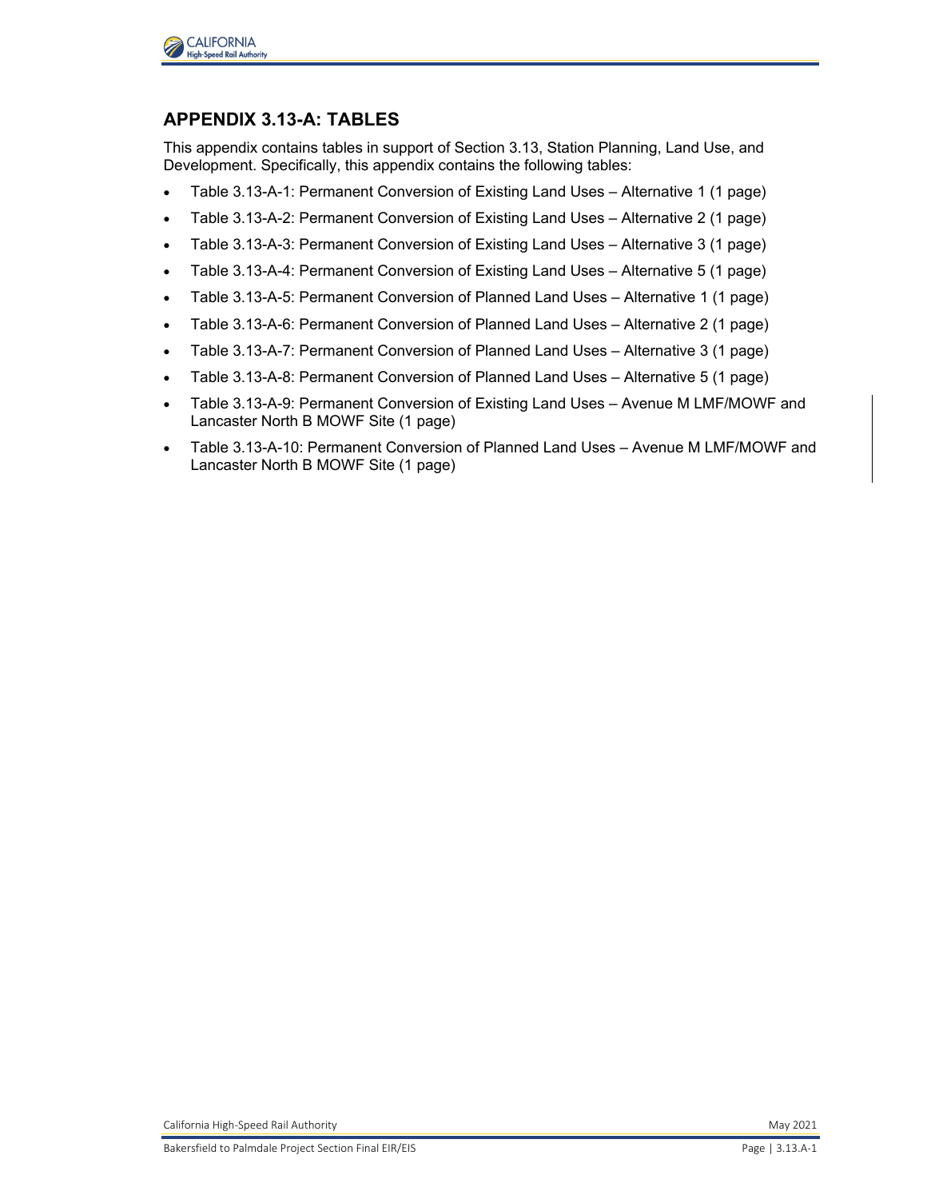## APPENDIX 3.13-A: TABLES

This appendix contains tables in support of Section 3.13, Station Planning, Land Use, and Development. Specifically, this appendix contains the following tables:

- Table 3.13-A-1: Permanent Conversion of Existing Land Uses – Alternative 1 (1 page)
- Table 3.13-A-2: Permanent Conversion of Existing Land Uses – Alternative 2 (1 page)
- Table 3.13-A-3: Permanent Conversion of Existing Land Uses – Alternative 3 (1 page)
- Table 3.13-A-4: Permanent Conversion of Existing Land Uses – Alternative 5 (1 page)
- Table 3.13-A-5: Permanent Conversion of Planned Land Uses – Alternative 1 (1 page)
- Table 3.13-A-6: Permanent Conversion of Planned Land Uses – Alternative 2 (1 page)
- Table 3.13-A-7: Permanent Conversion of Planned Land Uses – Alternative 3 (1 page)
- Table 3.13-A-8: Permanent Conversion of Planned Land Uses – Alternative 5 (1 page)
- Table 3.13-A-9: Permanent Conversion of Existing Land Uses – Avenue M LMF/MOWF and Lancaster North B MOWF Site (1 page)
- Table 3.13-A-10: Permanent Conversion of Planned Land Uses – Avenue M LMF/MOWF and Lancaster North B MOWF Site (1 page)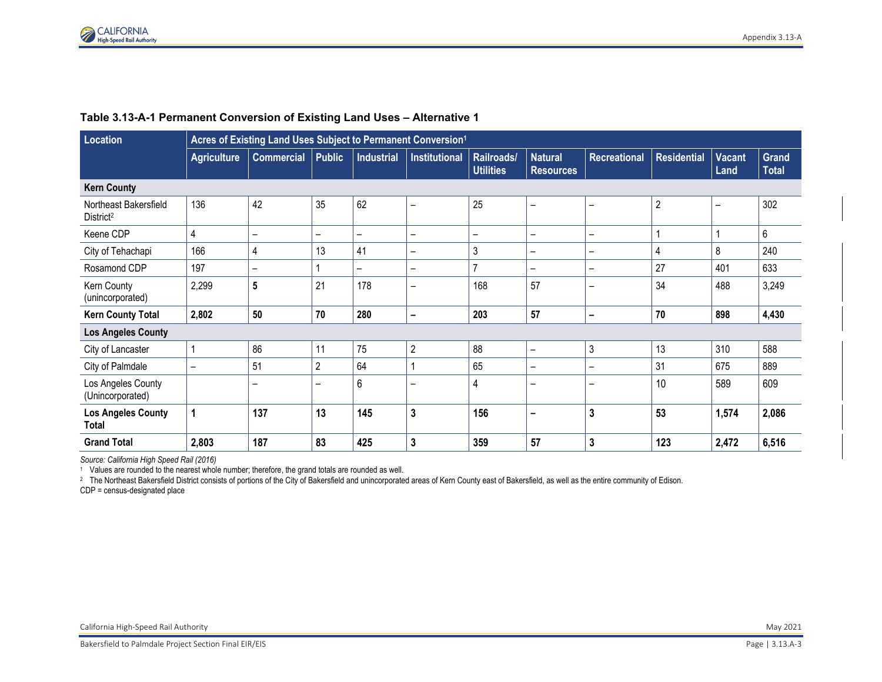**Table 3.13-A-1 Permanent Conversion of Existing Land Uses – Alternative 1**

| Location | Acres of Existing Land Uses Subject to Permanent Conversion[1] | | | | | | | | | | |
|---|---|---|---|---|---|---|---|---|---|---|---|
| | Agriculture | Commercial | Public | Industrial | Institutional | Railroads/ Utilities | Natural Resources | Recreational | Residential | Vacant Land | Grand Total |
| **Kern County** | | | | | | | | | | | |
| Northeast Bakersfield District[2] | 136 | 42 | 35 | 62 | – | 25 | – | – | 2 | – | 302 |
| Keene CDP | 4 | – | – | – | – | – | – | – | 1 | 1 | 6 |
| City of Tehachapi | 166 | 4 | 13 | 41 | – | 3 | – | – | 4 | 8 | 240 |
| Rosamond CDP | 197 | – | 1 | – | – | 7 | – | – | 27 | 401 | 633 |
| Kern County (unincorporated) | 2,299 | **5** | 21 | 178 | – | 168 | 57 | – | 34 | 488 | 3,249 |
| **Kern County Total** | **2,802** | **50** | **70** | **280** | **–** | **203** | **57** | **–** | **70** | **898** | **4,430** |
| **Los Angeles County** | | | | | | | | | | | |
| City of Lancaster | 1 | 86 | 11 | 75 | 2 | 88 | – | 3 | 13 | 310 | 588 |
| City of Palmdale | – | 51 | 2 | 64 | 1 | 65 | – | – | 31 | 675 | 889 |
| Los Angeles County (Unincorporated) | | – | – | 6 | – | 4 | – | – | 10 | 589 | 609 |
| **Los Angeles County Total** | **1** | **137** | **13** | **145** | **3** | **156** | **–** | **3** | **53** | **1,574** | **2,086** |
| **Grand Total** | **2,803** | **187** | **83** | **425** | **3** | **359** | **57** | **3** | **123** | **2,472** | **6,516** |

*Source: California High Speed Rail (2016)*

[1] Values are rounded to the nearest whole number; therefore, the grand totals are rounded as well.

[2] The Northeast Bakersfield District consists of portions of the City of Bakersfield and unincorporated areas of Kern County east of Bakersfield, as well as the entire community of Edison.

CDP = census-designated place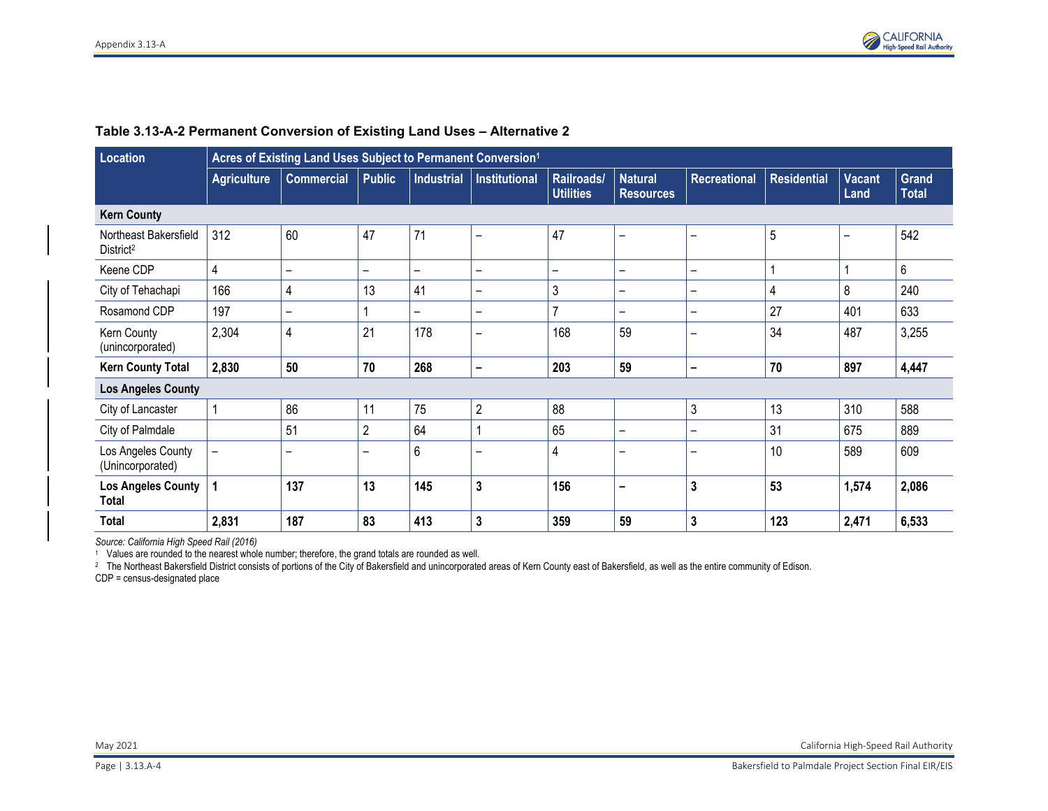**Table 3.13-A-2 Permanent Conversion of Existing Land Uses – Alternative 2**

| Location | Acres of Existing Land Uses Subject to Permanent Conversion[1] | | | | | | | | | | |
|---|---|---|---|---|---|---|---|---|---|---|---|
| | Agriculture | Commercial | Public | Industrial | Institutional | Railroads/ Utilities | Natural Resources | Recreational | Residential | Vacant Land | Grand Total |
| **Kern County** | | | | | | | | | | | |
| Northeast Bakersfield District[2] | 312 | 60 | 47 | 71 | – | 47 | – | – | 5 | – | 542 |
| Keene CDP | 4 | – | – | – | – | – | – | – | 1 | 1 | 6 |
| City of Tehachapi | 166 | 4 | 13 | 41 | – | 3 | – | – | 4 | 8 | 240 |
| Rosamond CDP | 197 | – | 1 | – | – | 7 | – | – | 27 | 401 | 633 |
| Kern County (unincorporated) | 2,304 | 4 | 21 | 178 | – | 168 | 59 | – | 34 | 487 | 3,255 |
| **Kern County Total** | **2,830** | **50** | **70** | **268** | **–** | **203** | **59** | **–** | **70** | **897** | **4,447** |
| **Los Angeles County** | | | | | | | | | | | |
| City of Lancaster | 1 | 86 | 11 | 75 | 2 | 88 | | 3 | 13 | 310 | 588 |
| City of Palmdale | | 51 | 2 | 64 | 1 | 65 | – | – | 31 | 675 | 889 |
| Los Angeles County (Unincorporated) | – | – | – | 6 | – | 4 | – | – | 10 | 589 | 609 |
| **Los Angeles County Total** | **1** | **137** | **13** | **145** | **3** | **156** | **–** | **3** | **53** | **1,574** | **2,086** |
| **Total** | **2,831** | **187** | **83** | **413** | **3** | **359** | **59** | **3** | **123** | **2,471** | **6,533** |

*Source: California High Speed Rail (2016)*

[1] Values are rounded to the nearest whole number; therefore, the grand totals are rounded as well.

[2] The Northeast Bakersfield District consists of portions of the City of Bakersfield and unincorporated areas of Kern County east of Bakersfield, as well as the entire community of Edison.

CDP = census-designated place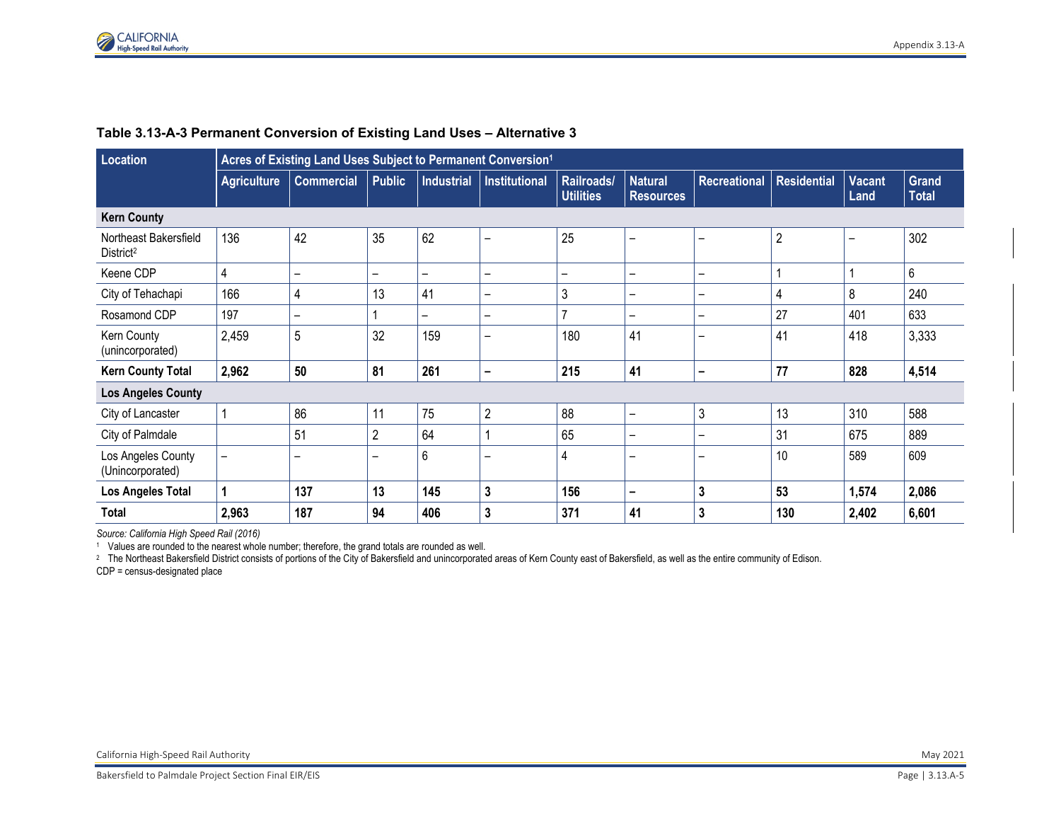**Table 3.13-A-3 Permanent Conversion of Existing Land Uses – Alternative 3**

| Location | Acres of Existing Land Uses Subject to Permanent Conversion[1] | | | | | | | | | | |
|---|---|---|---|---|---|---|---|---|---|---|---|
| | Agriculture | Commercial | Public | Industrial | Institutional | Railroads/ Utilities | Natural Resources | Recreational | Residential | Vacant Land | Grand Total |
| **Kern County** | | | | | | | | | | | |
| Northeast Bakersfield District[2] | 136 | 42 | 35 | 62 | – | 25 | – | – | 2 | – | 302 |
| Keene CDP | 4 | – | – | – | – | – | – | – | 1 | 1 | 6 |
| City of Tehachapi | 166 | 4 | 13 | 41 | – | 3 | – | – | 4 | 8 | 240 |
| Rosamond CDP | 197 | – | 1 | – | – | 7 | – | – | 27 | 401 | 633 |
| Kern County (unincorporated) | 2,459 | 5 | 32 | 159 | – | 180 | 41 | – | 41 | 418 | 3,333 |
| **Kern County Total** | **2,962** | **50** | **81** | **261** | **–** | **215** | **41** | **–** | **77** | **828** | **4,514** |
| **Los Angeles County** | | | | | | | | | | | |
| City of Lancaster | 1 | 86 | 11 | 75 | 2 | 88 | – | 3 | 13 | 310 | 588 |
| City of Palmdale | | 51 | 2 | 64 | 1 | 65 | – | – | 31 | 675 | 889 |
| Los Angeles County (Unincorporated) | – | – | – | 6 | – | 4 | – | – | 10 | 589 | 609 |
| **Los Angeles Total** | **1** | **137** | **13** | **145** | **3** | **156** | **–** | **3** | **53** | **1,574** | **2,086** |
| **Total** | **2,963** | **187** | **94** | **406** | **3** | **371** | **41** | **3** | **130** | **2,402** | **6,601** |

*Source: California High Speed Rail (2016)*

[1] Values are rounded to the nearest whole number; therefore, the grand totals are rounded as well.

[2] The Northeast Bakersfield District consists of portions of the City of Bakersfield and unincorporated areas of Kern County east of Bakersfield, as well as the entire community of Edison.

CDP = census-designated place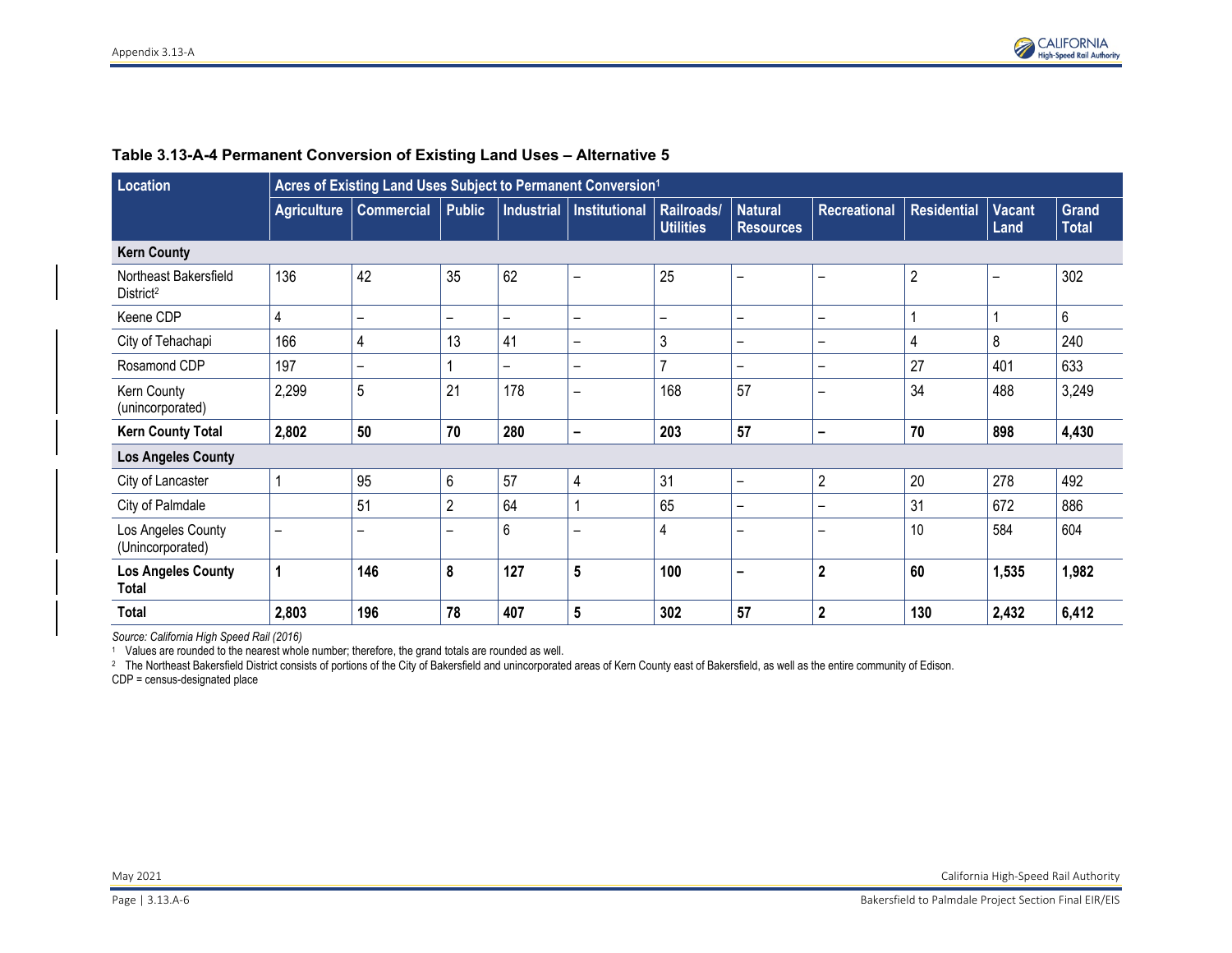### Table 3.13-A-4 Permanent Conversion of Existing Land Uses – Alternative 5

| Location | Acres of Existing Land Uses Subject to Permanent Conversion[1] | | | | | | | | | | |
|---|---|---|---|---|---|---|---|---|---|---|---|
| | Agriculture | Commercial | Public | Industrial | Institutional | Railroads/ Utilities | Natural Resources | Recreational | Residential | Vacant Land | Grand Total |
| **Kern County** | | | | | | | | | | | |
| Northeast Bakersfield District[2] | 136 | 42 | 35 | 62 | – | 25 | – | – | 2 | – | 302 |
| Keene CDP | 4 | – | – | – | – | – | – | – | 1 | 1 | 6 |
| City of Tehachapi | 166 | 4 | 13 | 41 | – | 3 | – | – | 4 | 8 | 240 |
| Rosamond CDP | 197 | – | 1 | – | – | 7 | – | – | 27 | 401 | 633 |
| Kern County (unincorporated) | 2,299 | 5 | 21 | 178 | – | 168 | 57 | – | 34 | 488 | 3,249 |
| **Kern County Total** | **2,802** | **50** | **70** | **280** | **–** | **203** | **57** | **–** | **70** | **898** | **4,430** |
| **Los Angeles County** | | | | | | | | | | | |
| City of Lancaster | 1 | 95 | 6 | 57 | 4 | 31 | – | 2 | 20 | 278 | 492 |
| City of Palmdale | | 51 | 2 | 64 | 1 | 65 | – | – | 31 | 672 | 886 |
| Los Angeles County (Unincorporated) | – | – | – | 6 | – | 4 | – | – | 10 | 584 | 604 |
| **Los Angeles County Total** | **1** | **146** | **8** | **127** | **5** | **100** | **–** | **2** | **60** | **1,535** | **1,982** |
| **Total** | **2,803** | **196** | **78** | **407** | **5** | **302** | **57** | **2** | **130** | **2,432** | **6,412** |

*Source: California High Speed Rail (2016)*

[1] Values are rounded to the nearest whole number; therefore, the grand totals are rounded as well.

[2] The Northeast Bakersfield District consists of portions of the City of Bakersfield and unincorporated areas of Kern County east of Bakersfield, as well as the entire community of Edison.

CDP = census-designated place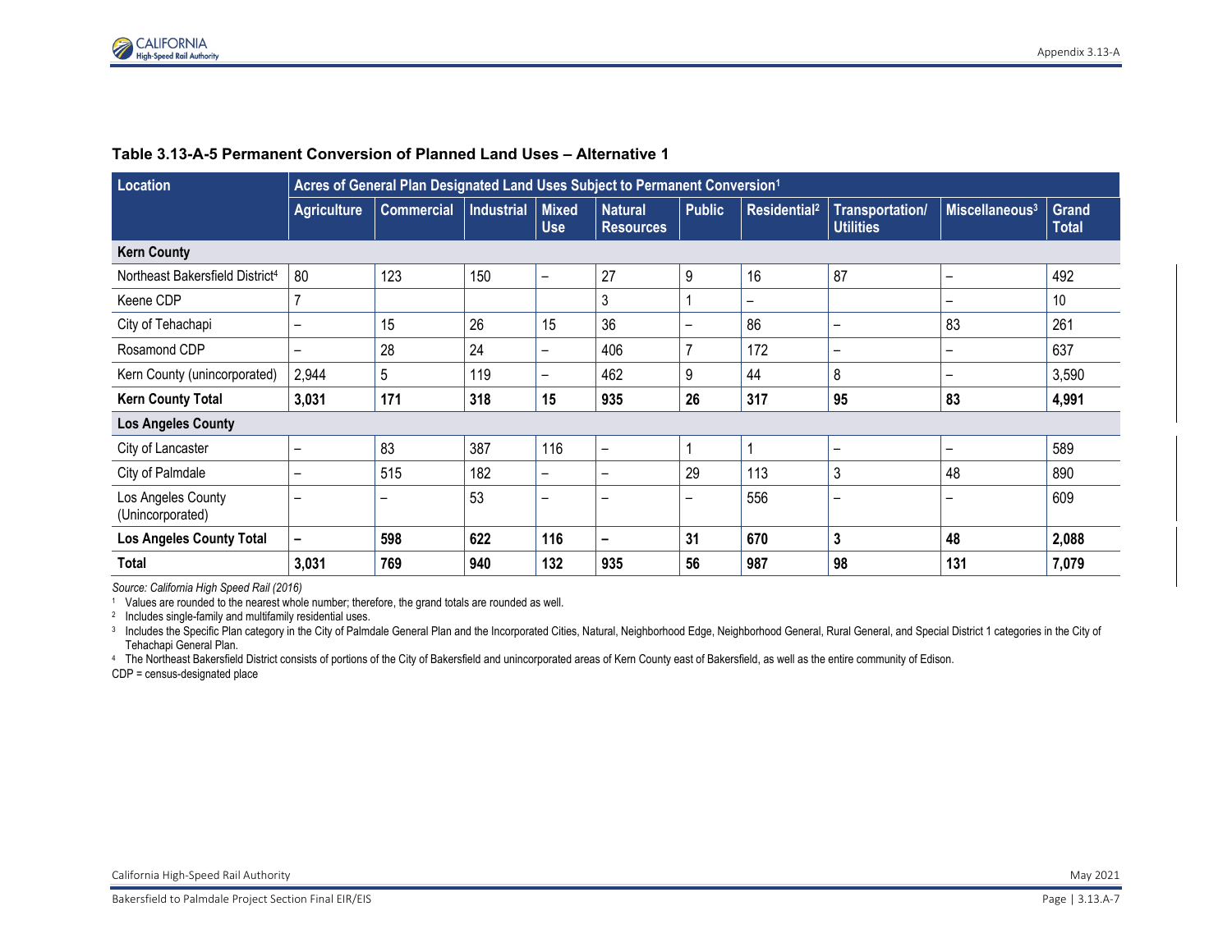**Table 3.13-A-5 Permanent Conversion of Planned Land Uses – Alternative 1**

| Location | Acres of General Plan Designated Land Uses Subject to Permanent Conversion[1] | | | | | | | | |
|---|---|---|---|---|---|---|---|---|---|
| | Agriculture | Commercial | Industrial | Mixed Use | Natural Resources | Public | Residential[2] | Transportation/ Utilities | Miscellaneous[3] | Grand Total |
| **Kern County** | | | | | | | | | | |
| Northeast Bakersfield District[4] | 80 | 123 | 150 | – | 27 | 9 | 16 | 87 | – | 492 |
| Keene CDP | 7 | | | | 3 | 1 | – | | – | 10 |
| City of Tehachapi | – | 15 | 26 | 15 | 36 | – | 86 | – | 83 | 261 |
| Rosamond CDP | – | 28 | 24 | – | 406 | 7 | 172 | – | – | 637 |
| Kern County (unincorporated) | 2,944 | 5 | 119 | – | 462 | 9 | 44 | 8 | – | 3,590 |
| **Kern County Total** | **3,031** | **171** | **318** | **15** | **935** | **26** | **317** | **95** | **83** | **4,991** |
| **Los Angeles County** | | | | | | | | | | |
| City of Lancaster | – | 83 | 387 | 116 | – | 1 | 1 | – | – | 589 |
| City of Palmdale | – | 515 | 182 | – | – | 29 | 113 | 3 | 48 | 890 |
| Los Angeles County (Unincorporated) | – | – | 53 | – | – | – | 556 | – | – | 609 |
| **Los Angeles County Total** | **–** | **598** | **622** | **116** | **–** | **31** | **670** | **3** | **48** | **2,088** |
| **Total** | **3,031** | **769** | **940** | **132** | **935** | **56** | **987** | **98** | **131** | **7,079** |

*Source: California High Speed Rail (2016)*

[1] Values are rounded to the nearest whole number; therefore, the grand totals are rounded as well.

[2] Includes single-family and multifamily residential uses.

[3] Includes the Specific Plan category in the City of Palmdale General Plan and the Incorporated Cities, Natural, Neighborhood Edge, Neighborhood General, Rural General, and Special District 1 categories in the City of Tehachapi General Plan.

[4] The Northeast Bakersfield District consists of portions of the City of Bakersfield and unincorporated areas of Kern County east of Bakersfield, as well as the entire community of Edison.

CDP = census-designated place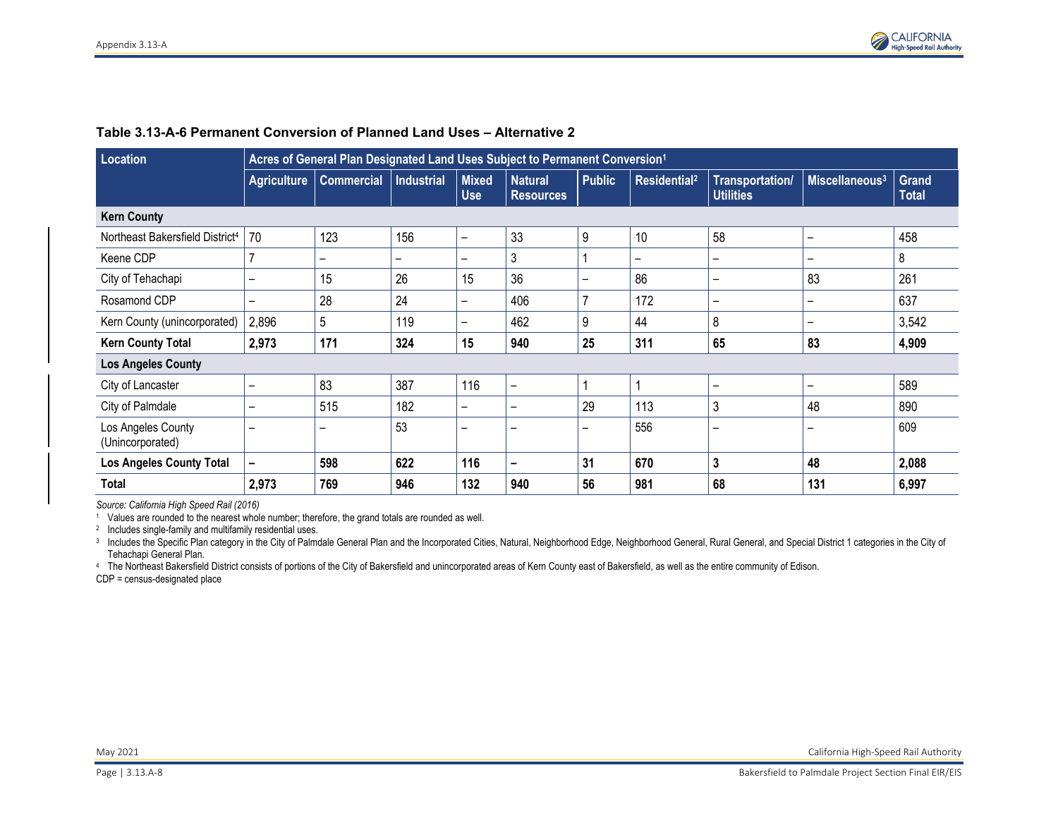**Table 3.13-A-6 Permanent Conversion of Planned Land Uses – Alternative 2**

| Location | Acres of General Plan Designated Land Uses Subject to Permanent Conversion[1] | | | | | | | | | |
|---|---|---|---|---|---|---|---|---|---|---|
| | Agriculture | Commercial | Industrial | Mixed Use | Natural Resources | Public | Residential[2] | Transportation/ Utilities | Miscellaneous[3] | Grand Total |
| **Kern County** | | | | | | | | | | |
| Northeast Bakersfield District[4] | 70 | 123 | 156 | – | 33 | 9 | 10 | 58 | – | 458 |
| Keene CDP | 7 | – | – | – | 3 | 1 | – | – | – | 8 |
| City of Tehachapi | – | 15 | 26 | 15 | 36 | – | 86 | – | 83 | 261 |
| Rosamond CDP | – | 28 | 24 | – | 406 | 7 | 172 | – | – | 637 |
| Kern County (unincorporated) | 2,896 | 5 | 119 | – | 462 | 9 | 44 | 8 | – | 3,542 |
| **Kern County Total** | **2,973** | **171** | **324** | **15** | **940** | **25** | **311** | **65** | **83** | **4,909** |
| **Los Angeles County** | | | | | | | | | | |
| City of Lancaster | – | 83 | 387 | 116 | – | 1 | 1 | – | – | 589 |
| City of Palmdale | – | 515 | 182 | – | – | 29 | 113 | 3 | 48 | 890 |
| Los Angeles County (Unincorporated) | – | – | 53 | – | – | – | 556 | – | – | 609 |
| **Los Angeles County Total** | **–** | **598** | **622** | **116** | **–** | **31** | **670** | **3** | **48** | **2,088** |
| **Total** | **2,973** | **769** | **946** | **132** | **940** | **56** | **981** | **68** | **131** | **6,997** |

*Source: California High Speed Rail (2016)*

[1] Values are rounded to the nearest whole number; therefore, the grand totals are rounded as well.

[2] Includes single-family and multifamily residential uses.

[3] Includes the Specific Plan category in the City of Palmdale General Plan and the Incorporated Cities, Natural, Neighborhood Edge, Neighborhood General, Rural General, and Special District 1 categories in the City of Tehachapi General Plan.

[4] The Northeast Bakersfield District consists of portions of the City of Bakersfield and unincorporated areas of Kern County east of Bakersfield, as well as the entire community of Edison.

CDP = census-designated place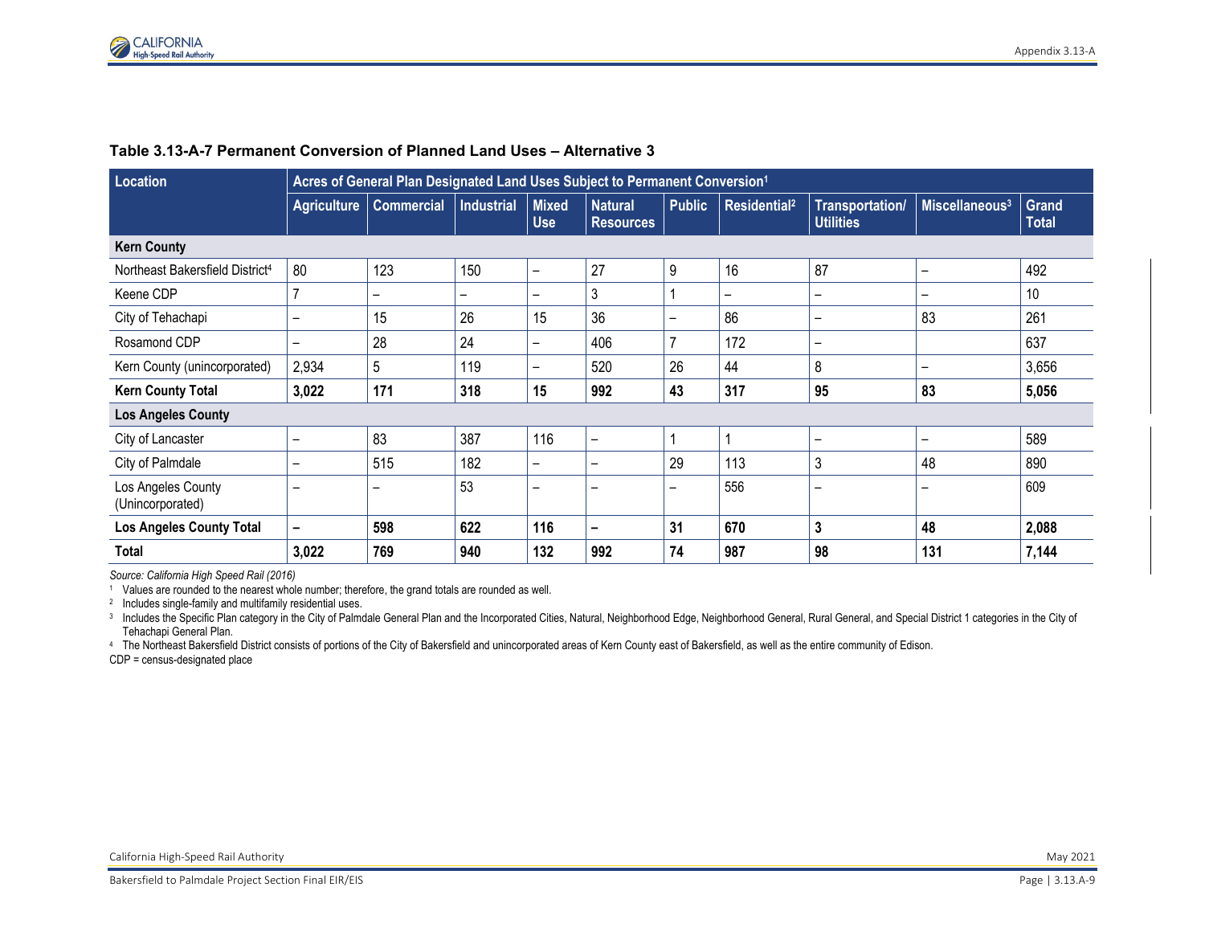**Table 3.13-A-7 Permanent Conversion of Planned Land Uses – Alternative 3**

| Location | Acres of General Plan Designated Land Uses Subject to Permanent Conversion[1] | | | | | | | | | |
|---|---|---|---|---|---|---|---|---|---|---|
| | Agriculture | Commercial | Industrial | Mixed Use | Natural Resources | Public | Residential[2] | Transportation/ Utilities | Miscellaneous[3] | Grand Total |
| **Kern County** | | | | | | | | | | |
| Northeast Bakersfield District[4] | 80 | 123 | 150 | – | 27 | 9 | 16 | 87 | – | 492 |
| Keene CDP | 7 | – | – | – | 3 | 1 | – | – | – | 10 |
| City of Tehachapi | – | 15 | 26 | 15 | 36 | – | 86 | – | 83 | 261 |
| Rosamond CDP | – | 28 | 24 | – | 406 | 7 | 172 | – | | 637 |
| Kern County (unincorporated) | 2,934 | 5 | 119 | – | 520 | 26 | 44 | 8 | – | 3,656 |
| **Kern County Total** | **3,022** | **171** | **318** | **15** | **992** | **43** | **317** | **95** | **83** | **5,056** |
| **Los Angeles County** | | | | | | | | | | |
| City of Lancaster | – | 83 | 387 | 116 | – | 1 | 1 | – | – | 589 |
| City of Palmdale | – | 515 | 182 | – | – | 29 | 113 | 3 | 48 | 890 |
| Los Angeles County (Unincorporated) | – | – | 53 | – | – | – | 556 | – | – | 609 |
| **Los Angeles County Total** | **–** | **598** | **622** | **116** | **–** | **31** | **670** | **3** | **48** | **2,088** |
| **Total** | **3,022** | **769** | **940** | **132** | **992** | **74** | **987** | **98** | **131** | **7,144** |

*Source: California High Speed Rail (2016)*

[1] Values are rounded to the nearest whole number; therefore, the grand totals are rounded as well.

[2] Includes single-family and multifamily residential uses.

[3] Includes the Specific Plan category in the City of Palmdale General Plan and the Incorporated Cities, Natural, Neighborhood Edge, Neighborhood General, Rural General, and Special District 1 categories in the City of Tehachapi General Plan.

[4] The Northeast Bakersfield District consists of portions of the City of Bakersfield and unincorporated areas of Kern County east of Bakersfield, as well as the entire community of Edison.

CDP = census-designated place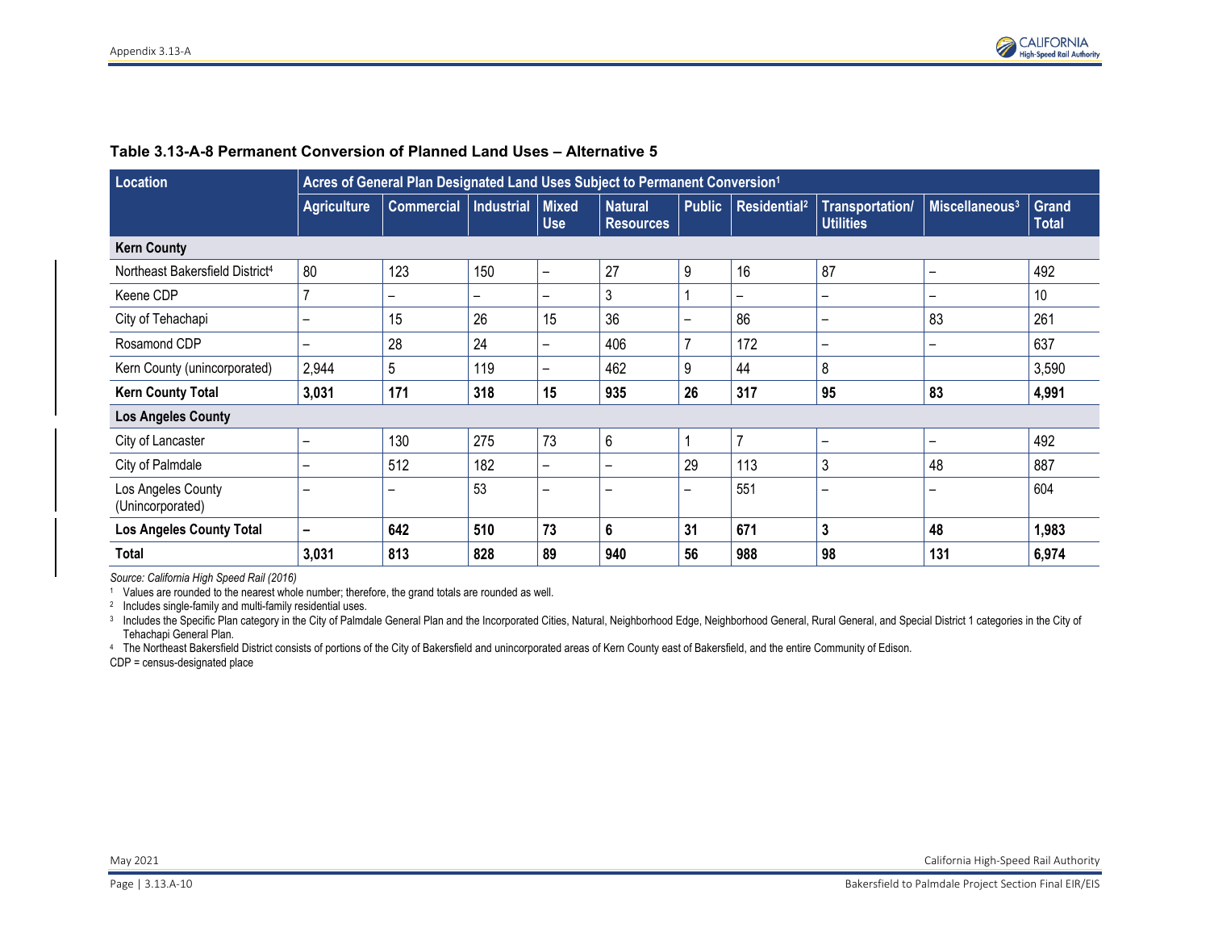**Table 3.13-A-8 Permanent Conversion of Planned Land Uses – Alternative 5**

| Location | Acres of General Plan Designated Land Uses Subject to Permanent Conversion[1] | | | | | | | | | |
|---|---|---|---|---|---|---|---|---|---|---|
| | Agriculture | Commercial | Industrial | Mixed Use | Natural Resources | Public | Residential[2] | Transportation/ Utilities | Miscellaneous[3] | Grand Total |
| **Kern County** | | | | | | | | | | |
| Northeast Bakersfield District[4] | 80 | 123 | 150 | – | 27 | 9 | 16 | 87 | – | 492 |
| Keene CDP | 7 | – | – | – | 3 | 1 | – | – | – | 10 |
| City of Tehachapi | – | 15 | 26 | 15 | 36 | – | 86 | – | 83 | 261 |
| Rosamond CDP | – | 28 | 24 | – | 406 | 7 | 172 | – | – | 637 |
| Kern County (unincorporated) | 2,944 | 5 | 119 | – | 462 | 9 | 44 | 8 | | 3,590 |
| **Kern County Total** | **3,031** | **171** | **318** | **15** | **935** | **26** | **317** | **95** | **83** | **4,991** |
| **Los Angeles County** | | | | | | | | | | |
| City of Lancaster | – | 130 | 275 | 73 | 6 | 1 | 7 | – | – | 492 |
| City of Palmdale | – | 512 | 182 | – | – | 29 | 113 | 3 | 48 | 887 |
| Los Angeles County (Unincorporated) | – | – | 53 | – | – | – | 551 | – | – | 604 |
| **Los Angeles County Total** | **–** | **642** | **510** | **73** | **6** | **31** | **671** | **3** | **48** | **1,983** |
| **Total** | **3,031** | **813** | **828** | **89** | **940** | **56** | **988** | **98** | **131** | **6,974** |

*Source: California High Speed Rail (2016)*

[1] Values are rounded to the nearest whole number; therefore, the grand totals are rounded as well.

[2] Includes single-family and multi-family residential uses.

[3] Includes the Specific Plan category in the City of Palmdale General Plan and the Incorporated Cities, Natural, Neighborhood Edge, Neighborhood General, Rural General, and Special District 1 categories in the City of Tehachapi General Plan.

[4] The Northeast Bakersfield District consists of portions of the City of Bakersfield and unincorporated areas of Kern County east of Bakersfield, and the entire Community of Edison.

CDP = census-designated place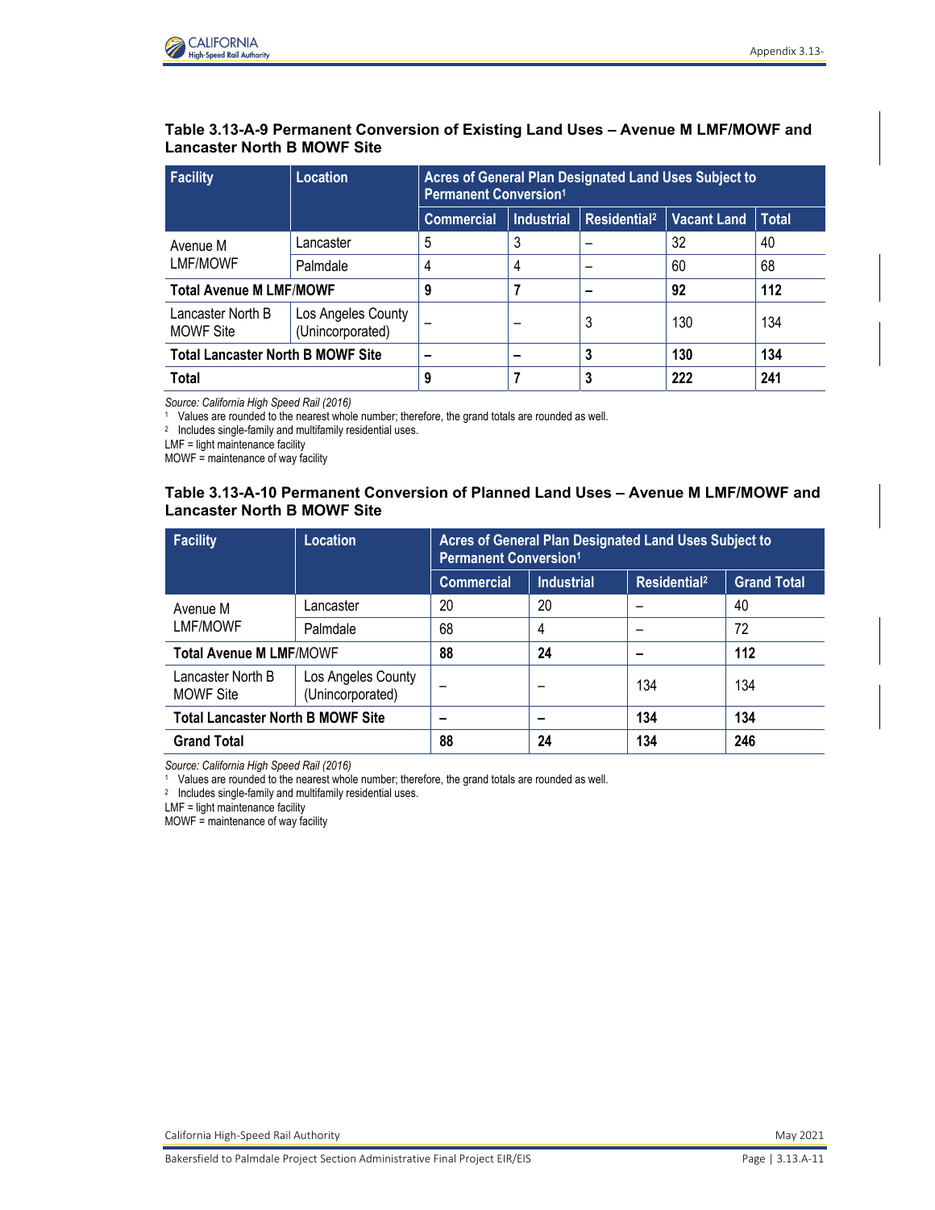### Table 3.13-A-9 Permanent Conversion of Existing Land Uses – Avenue M LMF/MOWF and Lancaster North B MOWF Site

| Facility | Location | Acres of General Plan Designated Land Uses Subject to Permanent Conversion[1] | | | | |
|---|---|---|---|---|---|---|
| | | Commercial | Industrial | Residential[2] | Vacant Land | Total |
| Avenue M LMF/MOWF | Lancaster | 5 | 3 | – | 32 | 40 |
| | Palmdale | 4 | 4 | – | 60 | 68 |
| **Total Avenue M LMF/MOWF** | | **9** | **7** | **–** | **92** | **112** |
| Lancaster North B MOWF Site | Los Angeles County (Unincorporated) | – | – | 3 | 130 | 134 |
| **Total Lancaster North B MOWF Site** | | **–** | **–** | **3** | **130** | **134** |
| **Total** | | **9** | **7** | **3** | **222** | **241** |

*Source: California High Speed Rail (2016)*

[1] Values are rounded to the nearest whole number; therefore, the grand totals are rounded as well.

[2] Includes single-family and multifamily residential uses.

LMF = light maintenance facility

MOWF = maintenance of way facility

### Table 3.13-A-10 Permanent Conversion of Planned Land Uses – Avenue M LMF/MOWF and Lancaster North B MOWF Site

| Facility | Location | Acres of General Plan Designated Land Uses Subject to Permanent Conversion[1] | | | |
|---|---|---|---|---|---|
| | | Commercial | Industrial | Residential[2] | Grand Total |
| Avenue M LMF/MOWF | Lancaster | 20 | 20 | – | 40 |
| | Palmdale | 68 | 4 | – | 72 |
| **Total Avenue M LMF/MOWF** | | **88** | **24** | **–** | **112** |
| Lancaster North B MOWF Site | Los Angeles County (Unincorporated) | – | – | 134 | 134 |
| **Total Lancaster North B MOWF Site** | | **–** | **–** | **134** | **134** |
| **Grand Total** | | **88** | **24** | **134** | **246** |

*Source: California High Speed Rail (2016)*

[1] Values are rounded to the nearest whole number; therefore, the grand totals are rounded as well.

[2] Includes single-family and multifamily residential uses.

LMF = light maintenance facility

MOWF = maintenance of way facility